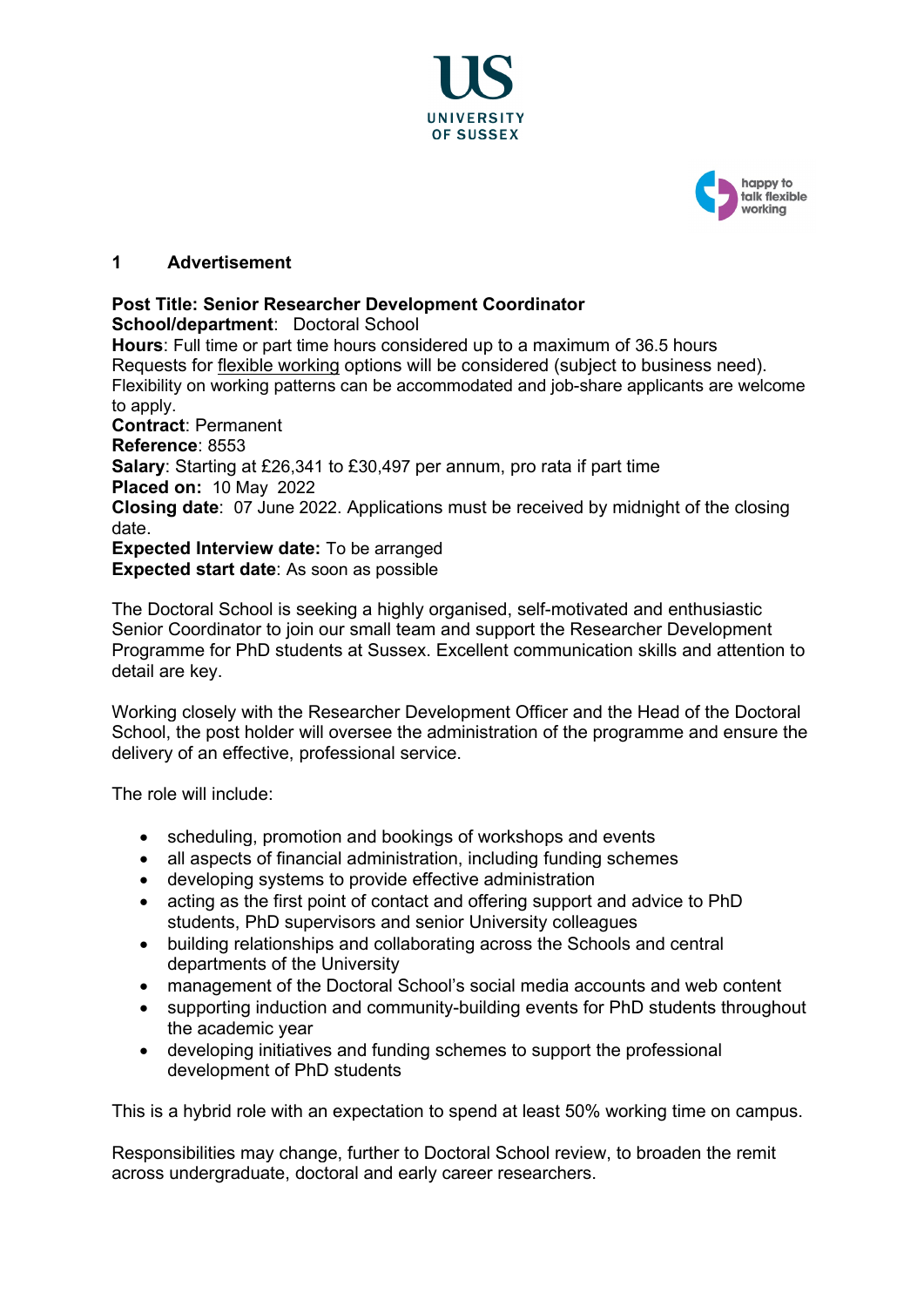## 1 Advertisement

**Post Title: Senior Researcher Development Coordinator**
**School/department**: Doctoral School
**Hours**: Full time or part time hours considered up to a maximum of 36.5 hours
Requests for flexible working options will be considered (subject to business need). Flexibility on working patterns can be accommodated and job-share applicants are welcome to apply.
**Contract**: Permanent
**Reference**: 8553
**Salary**: Starting at £26,341 to £30,497 per annum, pro rata if part time
**Placed on:** 10 May 2022
**Closing date**: 07 June 2022. Applications must be received by midnight of the closing date.
**Expected Interview date:** To be arranged
**Expected start date**: As soon as possible

The Doctoral School is seeking a highly organised, self-motivated and enthusiastic Senior Coordinator to join our small team and support the Researcher Development Programme for PhD students at Sussex. Excellent communication skills and attention to detail are key.

Working closely with the Researcher Development Officer and the Head of the Doctoral School, the post holder will oversee the administration of the programme and ensure the delivery of an effective, professional service.

The role will include:

- scheduling, promotion and bookings of workshops and events
- all aspects of financial administration, including funding schemes
- developing systems to provide effective administration
- acting as the first point of contact and offering support and advice to PhD students, PhD supervisors and senior University colleagues
- building relationships and collaborating across the Schools and central departments of the University
- management of the Doctoral School's social media accounts and web content
- supporting induction and community-building events for PhD students throughout the academic year
- developing initiatives and funding schemes to support the professional development of PhD students

This is a hybrid role with an expectation to spend at least 50% working time on campus.

Responsibilities may change, further to Doctoral School review, to broaden the remit across undergraduate, doctoral and early career researchers.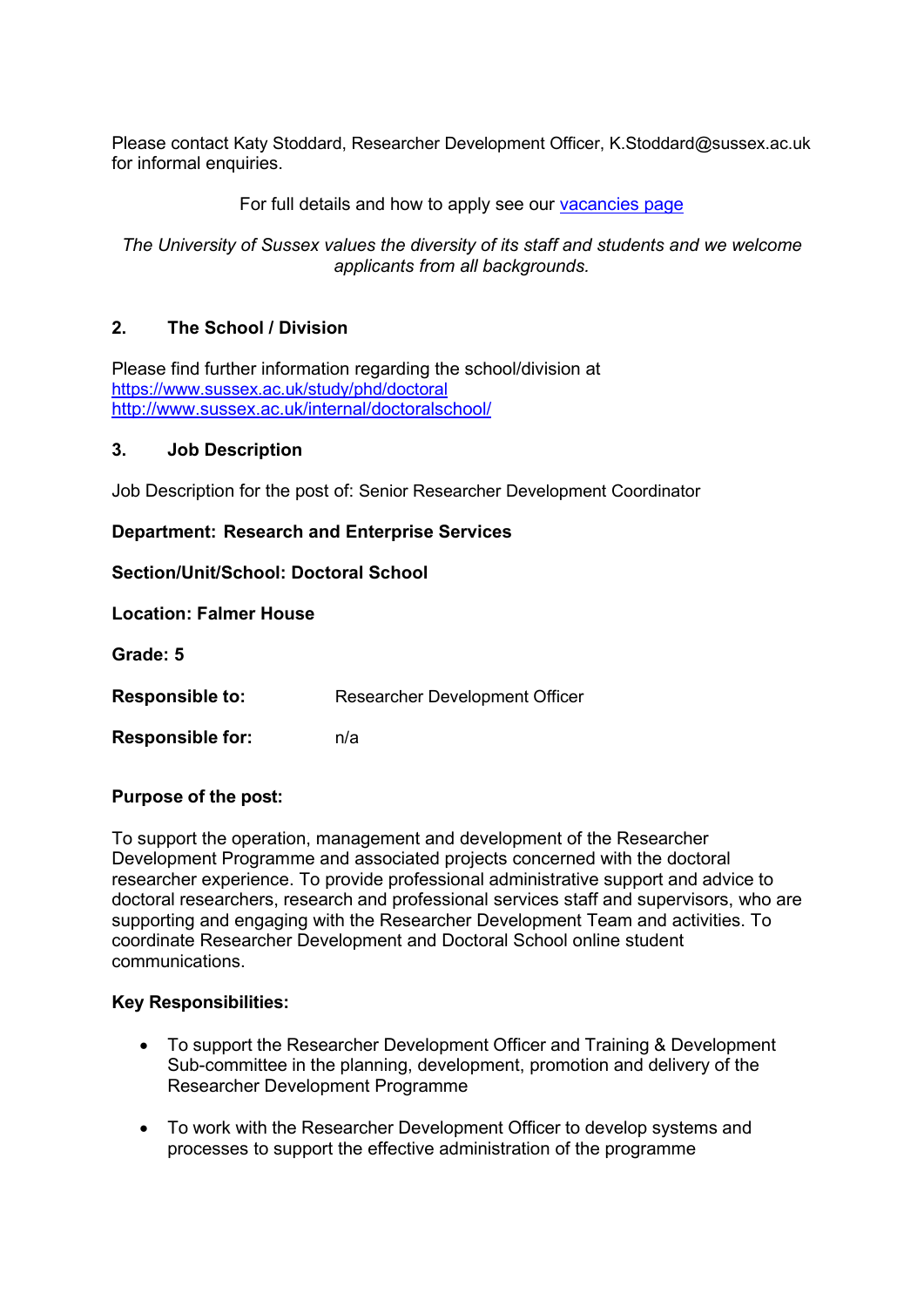Please contact Katy Stoddard, Researcher Development Officer, K.Stoddard@sussex.ac.uk for informal enquiries.

For full details and how to apply see our [vacancies page]

*The University of Sussex values the diversity of its staff and students and we welcome applicants from all backgrounds.*

## 2. The School / Division

Please find further information regarding the school/division at
https://www.sussex.ac.uk/study/phd/doctoral
http://www.sussex.ac.uk/internal/doctoralschool/

## 3. Job Description

Job Description for the post of: Senior Researcher Development Coordinator

**Department: Research and Enterprise Services**

**Section/Unit/School: Doctoral School**

**Location: Falmer House**

**Grade: 5**

**Responsible to:** Researcher Development Officer

**Responsible for:** n/a

**Purpose of the post:**

To support the operation, management and development of the Researcher Development Programme and associated projects concerned with the doctoral researcher experience. To provide professional administrative support and advice to doctoral researchers, research and professional services staff and supervisors, who are supporting and engaging with the Researcher Development Team and activities. To coordinate Researcher Development and Doctoral School online student communications.

**Key Responsibilities:**

- To support the Researcher Development Officer and Training & Development Sub-committee in the planning, development, promotion and delivery of the Researcher Development Programme
- To work with the Researcher Development Officer to develop systems and processes to support the effective administration of the programme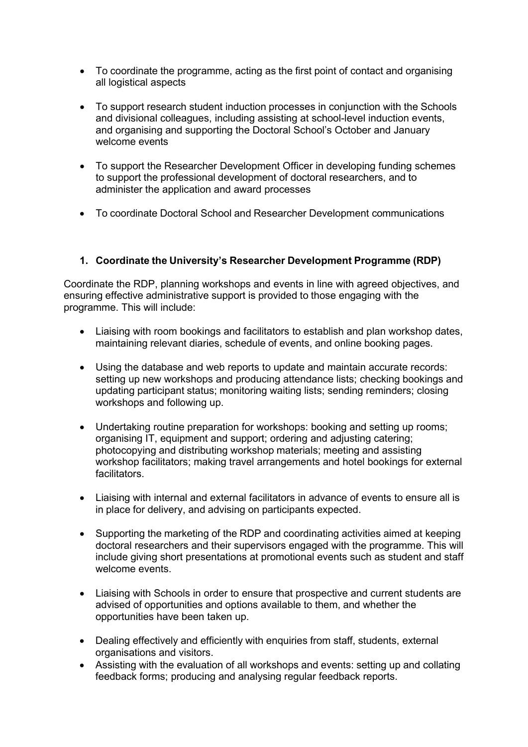- To coordinate the programme, acting as the first point of contact and organising all logistical aspects
- To support research student induction processes in conjunction with the Schools and divisional colleagues, including assisting at school-level induction events, and organising and supporting the Doctoral School's October and January welcome events
- To support the Researcher Development Officer in developing funding schemes to support the professional development of doctoral researchers, and to administer the application and award processes
- To coordinate Doctoral School and Researcher Development communications

### 1. Coordinate the University's Researcher Development Programme (RDP)

Coordinate the RDP, planning workshops and events in line with agreed objectives, and ensuring effective administrative support is provided to those engaging with the programme. This will include:

- Liaising with room bookings and facilitators to establish and plan workshop dates, maintaining relevant diaries, schedule of events, and online booking pages.
- Using the database and web reports to update and maintain accurate records: setting up new workshops and producing attendance lists; checking bookings and updating participant status; monitoring waiting lists; sending reminders; closing workshops and following up.
- Undertaking routine preparation for workshops: booking and setting up rooms; organising IT, equipment and support; ordering and adjusting catering; photocopying and distributing workshop materials; meeting and assisting workshop facilitators; making travel arrangements and hotel bookings for external facilitators.
- Liaising with internal and external facilitators in advance of events to ensure all is in place for delivery, and advising on participants expected.
- Supporting the marketing of the RDP and coordinating activities aimed at keeping doctoral researchers and their supervisors engaged with the programme. This will include giving short presentations at promotional events such as student and staff welcome events.
- Liaising with Schools in order to ensure that prospective and current students are advised of opportunities and options available to them, and whether the opportunities have been taken up.
- Dealing effectively and efficiently with enquiries from staff, students, external organisations and visitors.
- Assisting with the evaluation of all workshops and events: setting up and collating feedback forms; producing and analysing regular feedback reports.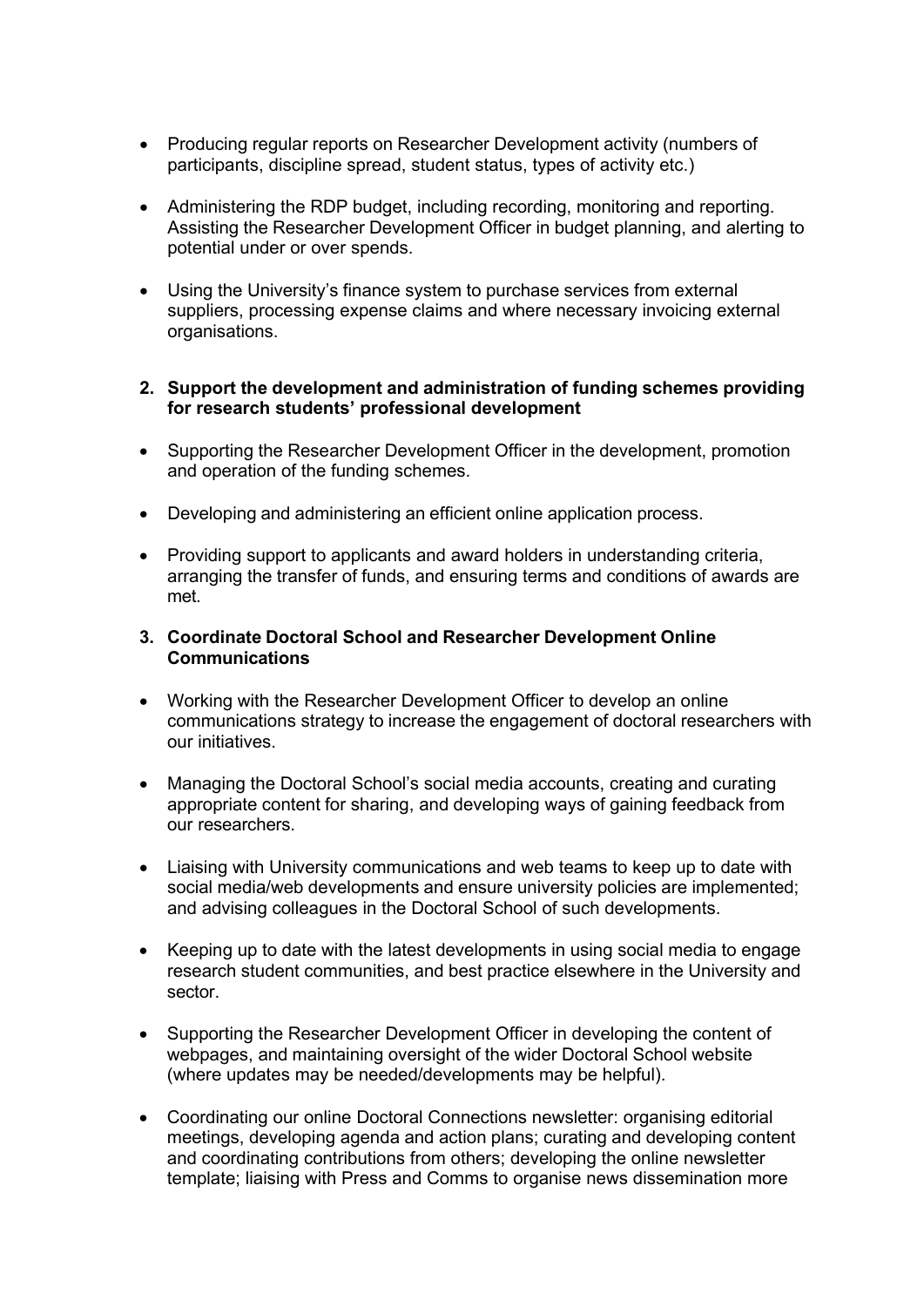- Producing regular reports on Researcher Development activity (numbers of participants, discipline spread, student status, types of activity etc.)

- Administering the RDP budget, including recording, monitoring and reporting. Assisting the Researcher Development Officer in budget planning, and alerting to potential under or over spends.

- Using the University's finance system to purchase services from external suppliers, processing expense claims and where necessary invoicing external organisations.

**2. Support the development and administration of funding schemes providing for research students' professional development**

- Supporting the Researcher Development Officer in the development, promotion and operation of the funding schemes.

- Developing and administering an efficient online application process.

- Providing support to applicants and award holders in understanding criteria, arranging the transfer of funds, and ensuring terms and conditions of awards are met.

**3. Coordinate Doctoral School and Researcher Development Online Communications**

- Working with the Researcher Development Officer to develop an online communications strategy to increase the engagement of doctoral researchers with our initiatives.

- Managing the Doctoral School's social media accounts, creating and curating appropriate content for sharing, and developing ways of gaining feedback from our researchers.

- Liaising with University communications and web teams to keep up to date with social media/web developments and ensure university policies are implemented; and advising colleagues in the Doctoral School of such developments.

- Keeping up to date with the latest developments in using social media to engage research student communities, and best practice elsewhere in the University and sector.

- Supporting the Researcher Development Officer in developing the content of webpages, and maintaining oversight of the wider Doctoral School website (where updates may be needed/developments may be helpful).

- Coordinating our online Doctoral Connections newsletter: organising editorial meetings, developing agenda and action plans; curating and developing content and coordinating contributions from others; developing the online newsletter template; liaising with Press and Comms to organise news dissemination more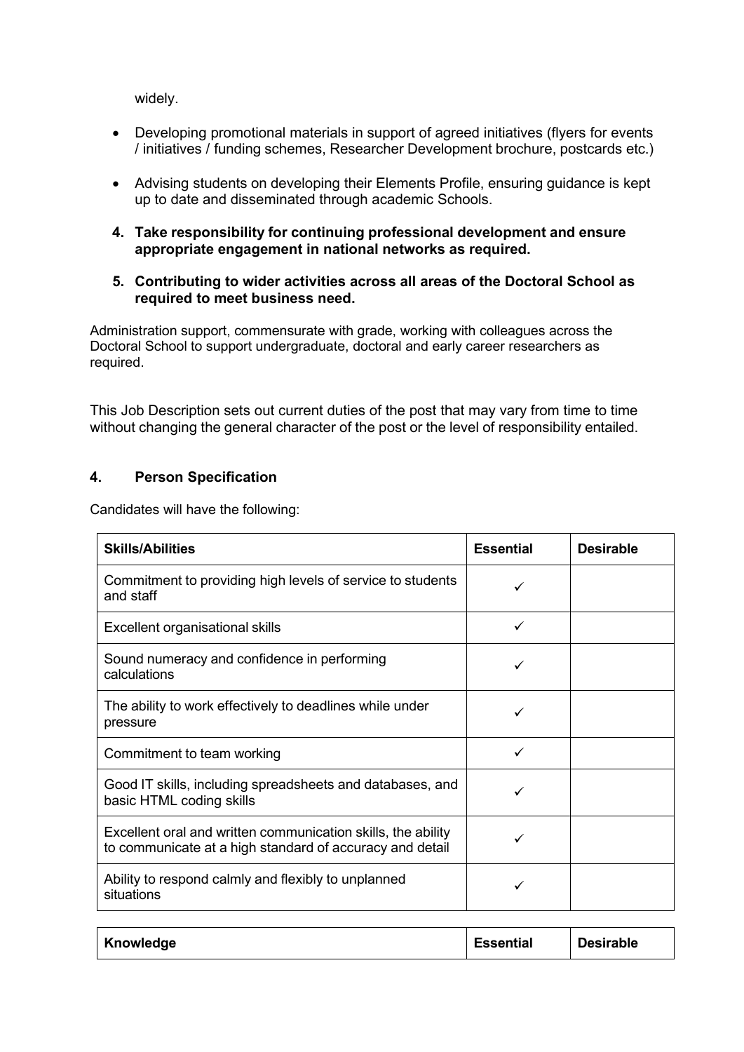widely.

- Developing promotional materials in support of agreed initiatives (flyers for events / initiatives / funding schemes, Researcher Development brochure, postcards etc.)
- Advising students on developing their Elements Profile, ensuring guidance is kept up to date and disseminated through academic Schools.

**4. Take responsibility for continuing professional development and ensure appropriate engagement in national networks as required.**

**5. Contributing to wider activities across all areas of the Doctoral School as required to meet business need.**

Administration support, commensurate with grade, working with colleagues across the Doctoral School to support undergraduate, doctoral and early career researchers as required.

This Job Description sets out current duties of the post that may vary from time to time without changing the general character of the post or the level of responsibility entailed.

## 4. Person Specification

Candidates will have the following:

| **Skills/Abilities** | **Essential** | **Desirable** |
|---|---|---|
| Commitment to providing high levels of service to students and staff | ✓ | |
| Excellent organisational skills | ✓ | |
| Sound numeracy and confidence in performing calculations | ✓ | |
| The ability to work effectively to deadlines while under pressure | ✓ | |
| Commitment to team working | ✓ | |
| Good IT skills, including spreadsheets and databases, and basic HTML coding skills | ✓ | |
| Excellent oral and written communication skills, the ability to communicate at a high standard of accuracy and detail | ✓ | |
| Ability to respond calmly and flexibly to unplanned situations | ✓ | |

| **Knowledge** | **Essential** | **Desirable** |
|---|---|---|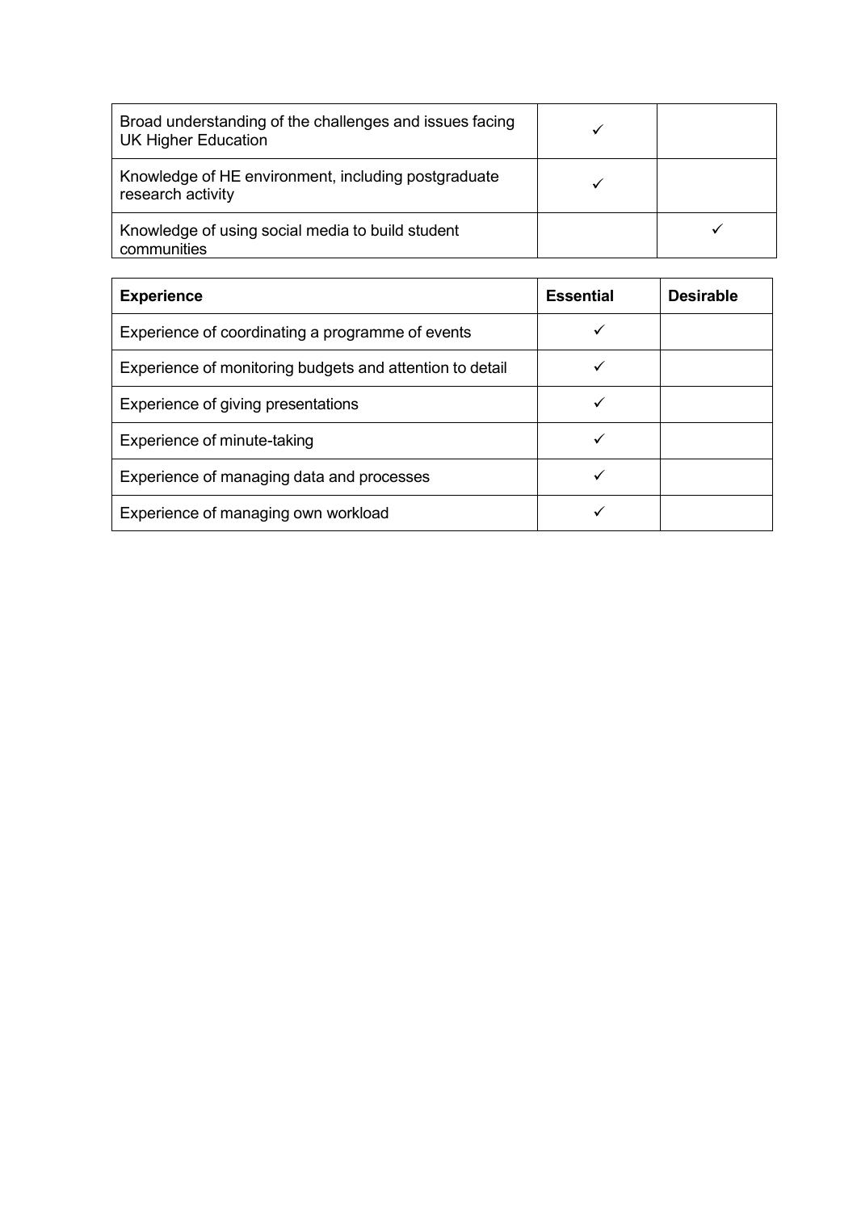| | | |
|---|---|---|
| Broad understanding of the challenges and issues facing UK Higher Education | ✓ | |
| Knowledge of HE environment, including postgraduate research activity | ✓ | |
| Knowledge of using social media to build student communities | | ✓ |

| **Experience** | **Essential** | **Desirable** |
|---|---|---|
| Experience of coordinating a programme of events | ✓ | |
| Experience of monitoring budgets and attention to detail | ✓ | |
| Experience of giving presentations | ✓ | |
| Experience of minute-taking | ✓ | |
| Experience of managing data and processes | ✓ | |
| Experience of managing own workload | ✓ | |